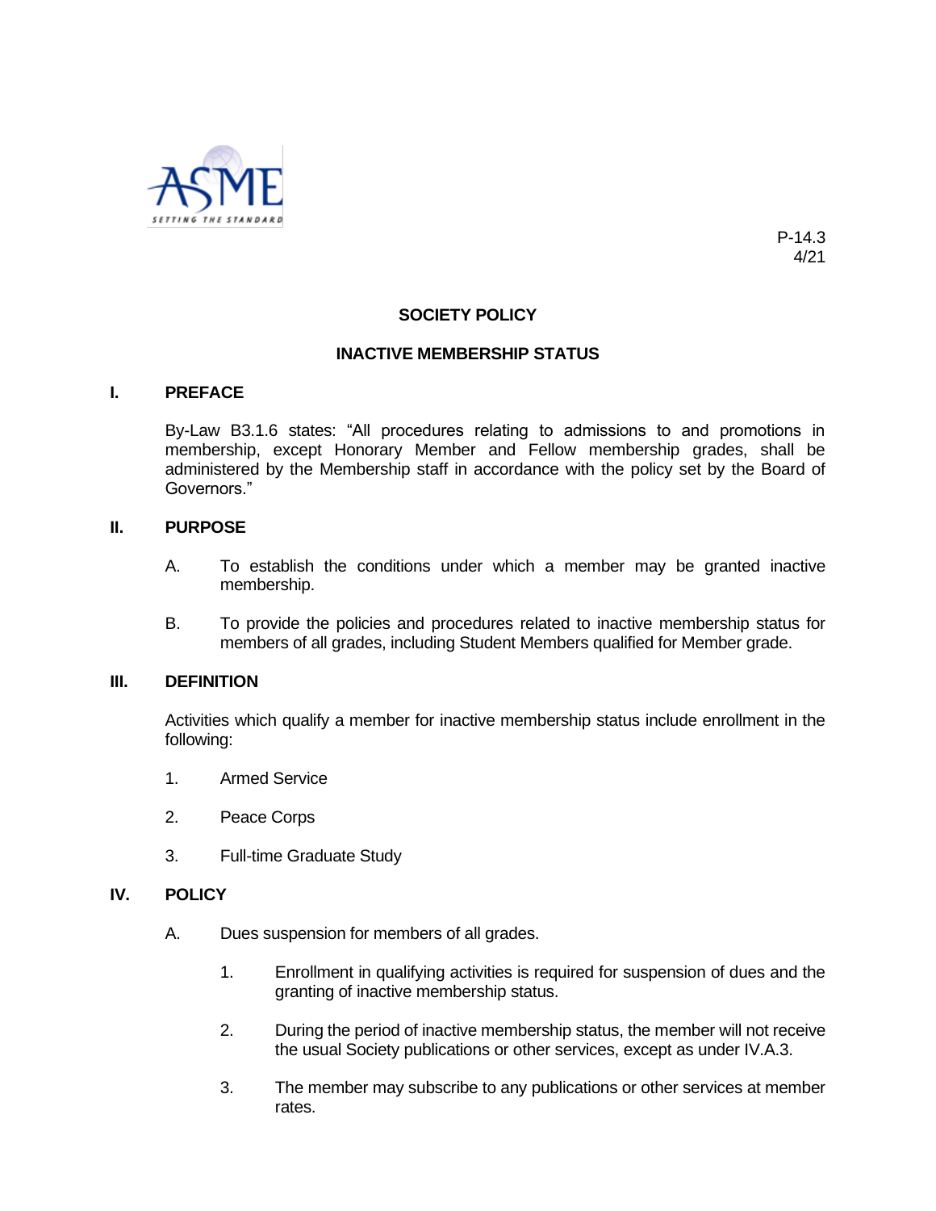P-14.3
4/21

# SOCIETY POLICY

## INACTIVE MEMBERSHIP STATUS

### I. PREFACE

By-Law B3.1.6 states: "All procedures relating to admissions to and promotions in membership, except Honorary Member and Fellow membership grades, shall be administered by the Membership staff in accordance with the policy set by the Board of Governors."

### II. PURPOSE

A. To establish the conditions under which a member may be granted inactive membership.

B. To provide the policies and procedures related to inactive membership status for members of all grades, including Student Members qualified for Member grade.

### III. DEFINITION

Activities which qualify a member for inactive membership status include enrollment in the following:

1. Armed Service
2. Peace Corps
3. Full-time Graduate Study

### IV. POLICY

A. Dues suspension for members of all grades.

1. Enrollment in qualifying activities is required for suspension of dues and the granting of inactive membership status.
2. During the period of inactive membership status, the member will not receive the usual Society publications or other services, except as under IV.A.3.
3. The member may subscribe to any publications or other services at member rates.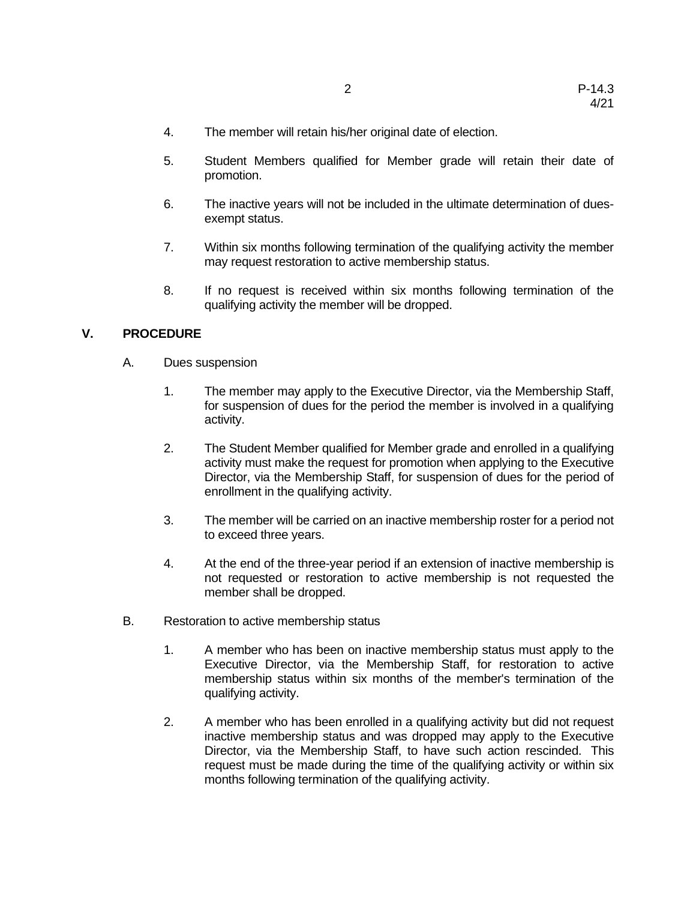4. The member will retain his/her original date of election.

5. Student Members qualified for Member grade will retain their date of promotion.

6. The inactive years will not be included in the ultimate determination of dues-exempt status.

7. Within six months following termination of the qualifying activity the member may request restoration to active membership status.

8. If no request is received within six months following termination of the qualifying activity the member will be dropped.

## V. PROCEDURE

A. Dues suspension

1. The member may apply to the Executive Director, via the Membership Staff, for suspension of dues for the period the member is involved in a qualifying activity.

2. The Student Member qualified for Member grade and enrolled in a qualifying activity must make the request for promotion when applying to the Executive Director, via the Membership Staff, for suspension of dues for the period of enrollment in the qualifying activity.

3. The member will be carried on an inactive membership roster for a period not to exceed three years.

4. At the end of the three-year period if an extension of inactive membership is not requested or restoration to active membership is not requested the member shall be dropped.

B. Restoration to active membership status

1. A member who has been on inactive membership status must apply to the Executive Director, via the Membership Staff, for restoration to active membership status within six months of the member's termination of the qualifying activity.

2. A member who has been enrolled in a qualifying activity but did not request inactive membership status and was dropped may apply to the Executive Director, via the Membership Staff, to have such action rescinded. This request must be made during the time of the qualifying activity or within six months following termination of the qualifying activity.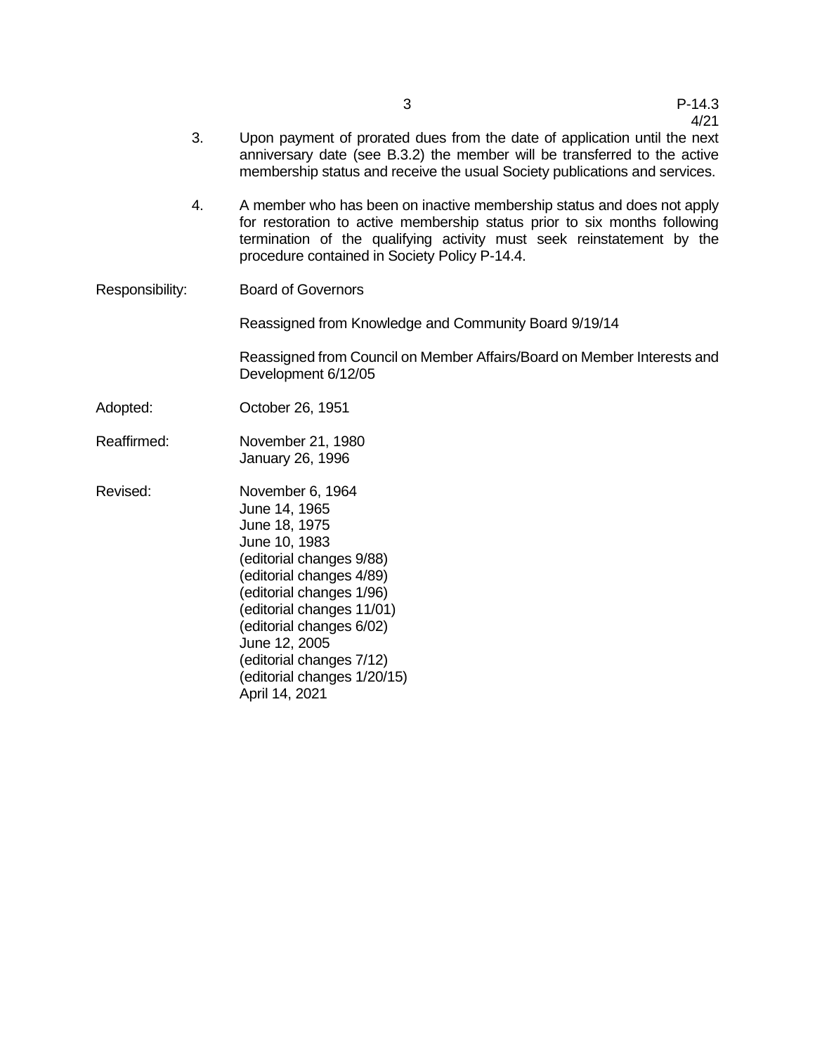3. Upon payment of prorated dues from the date of application until the next anniversary date (see B.3.2) the member will be transferred to the active membership status and receive the usual Society publications and services.

4. A member who has been on inactive membership status and does not apply for restoration to active membership status prior to six months following termination of the qualifying activity must seek reinstatement by the procedure contained in Society Policy P-14.4.

Responsibility: Board of Governors

Reassigned from Knowledge and Community Board 9/19/14

Reassigned from Council on Member Affairs/Board on Member Interests and Development 6/12/05

Adopted: October 26, 1951

Reaffirmed: November 21, 1980
January 26, 1996

Revised: November 6, 1964
June 14, 1965
June 18, 1975
June 10, 1983
(editorial changes 9/88)
(editorial changes 4/89)
(editorial changes 1/96)
(editorial changes 11/01)
(editorial changes 6/02)
June 12, 2005
(editorial changes 7/12)
(editorial changes 1/20/15)
April 14, 2021